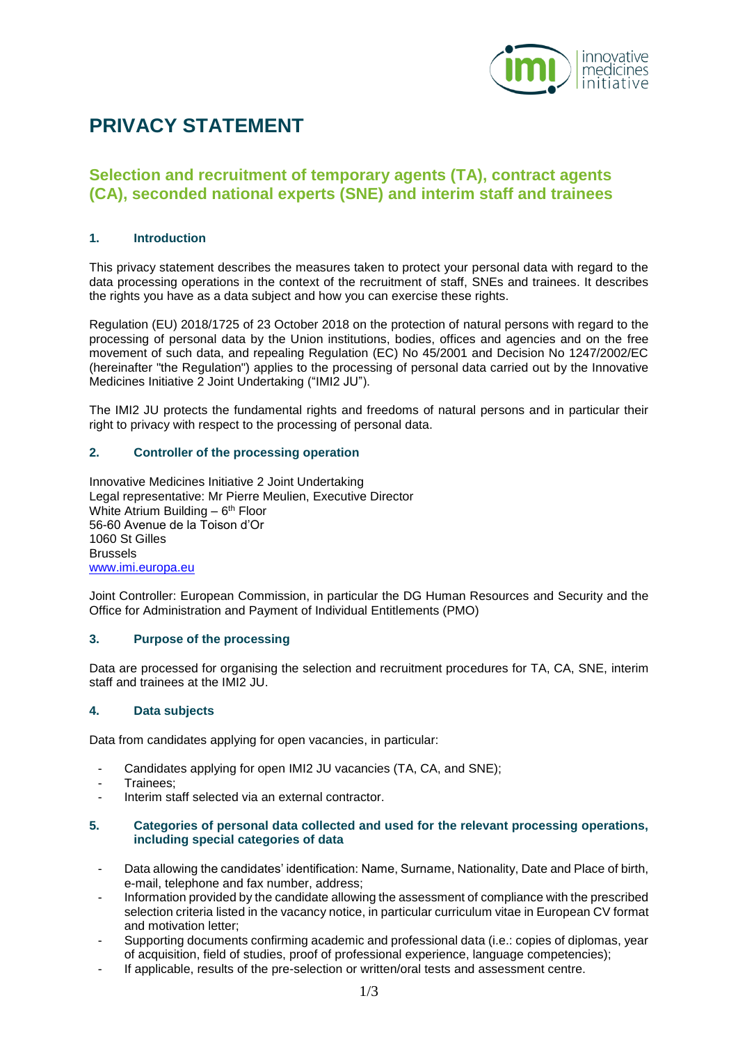# PRIVACY STATEMENT

## Selection and recruitment of temporary agents (TA), contract agents (CA), seconded national experts (SNE) and interim staff and trainees

### 1. Introduction

This privacy statement describes the measures taken to protect your personal data with regard to the data processing operations in the context of the recruitment of staff, SNEs and trainees. It describes the rights you have as a data subject and how you can exercise these rights.

Regulation (EU) 2018/1725 of 23 October 2018 on the protection of natural persons with regard to the processing of personal data by the Union institutions, bodies, offices and agencies and on the free movement of such data, and repealing Regulation (EC) No 45/2001 and Decision No 1247/2002/EC (hereinafter "the Regulation") applies to the processing of personal data carried out by the Innovative Medicines Initiative 2 Joint Undertaking ("IMI2 JU").

The IMI2 JU protects the fundamental rights and freedoms of natural persons and in particular their right to privacy with respect to the processing of personal data.

### 2. Controller of the processing operation

Innovative Medicines Initiative 2 Joint Undertaking
Legal representative: Mr Pierre Meulien, Executive Director
White Atrium Building – 6th Floor
56-60 Avenue de la Toison d'Or
1060 St Gilles
Brussels
www.imi.europa.eu

Joint Controller: European Commission, in particular the DG Human Resources and Security and the Office for Administration and Payment of Individual Entitlements (PMO)

### 3. Purpose of the processing

Data are processed for organising the selection and recruitment procedures for TA, CA, SNE, interim staff and trainees at the IMI2 JU.

### 4. Data subjects

Data from candidates applying for open vacancies, in particular:

- Candidates applying for open IMI2 JU vacancies (TA, CA, and SNE);
- Trainees;
- Interim staff selected via an external contractor.

### 5. Categories of personal data collected and used for the relevant processing operations, including special categories of data

- Data allowing the candidates' identification: Name, Surname, Nationality, Date and Place of birth, e-mail, telephone and fax number, address;
- Information provided by the candidate allowing the assessment of compliance with the prescribed selection criteria listed in the vacancy notice, in particular curriculum vitae in European CV format and motivation letter;
- Supporting documents confirming academic and professional data (i.e.: copies of diplomas, year of acquisition, field of studies, proof of professional experience, language competencies);
- If applicable, results of the pre-selection or written/oral tests and assessment centre.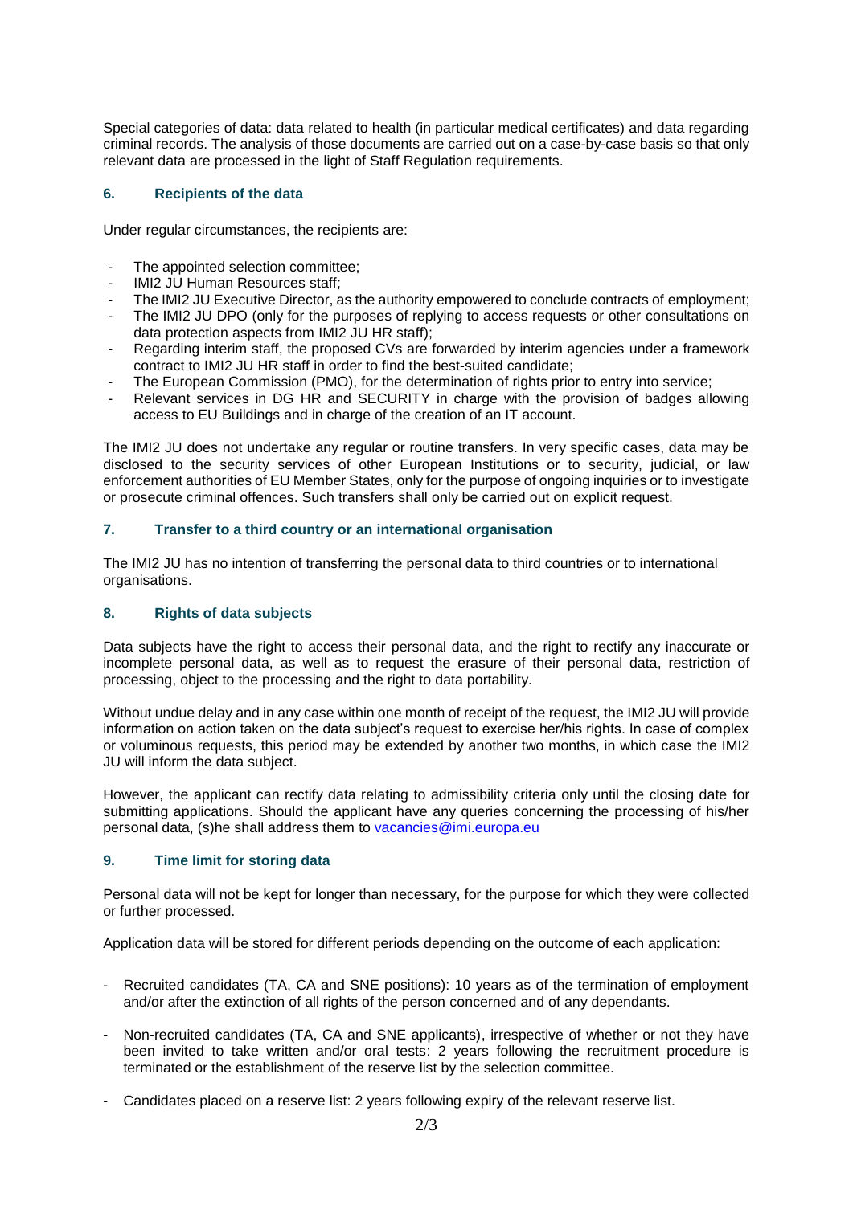Special categories of data: data related to health (in particular medical certificates) and data regarding criminal records. The analysis of those documents are carried out on a case-by-case basis so that only relevant data are processed in the light of Staff Regulation requirements.

## 6. Recipients of the data

Under regular circumstances, the recipients are:

- The appointed selection committee;
- IMI2 JU Human Resources staff;
- The IMI2 JU Executive Director, as the authority empowered to conclude contracts of employment;
- The IMI2 JU DPO (only for the purposes of replying to access requests or other consultations on data protection aspects from IMI2 JU HR staff);
- Regarding interim staff, the proposed CVs are forwarded by interim agencies under a framework contract to IMI2 JU HR staff in order to find the best-suited candidate;
- The European Commission (PMO), for the determination of rights prior to entry into service;
- Relevant services in DG HR and SECURITY in charge with the provision of badges allowing access to EU Buildings and in charge of the creation of an IT account.

The IMI2 JU does not undertake any regular or routine transfers. In very specific cases, data may be disclosed to the security services of other European Institutions or to security, judicial, or law enforcement authorities of EU Member States, only for the purpose of ongoing inquiries or to investigate or prosecute criminal offences. Such transfers shall only be carried out on explicit request.

## 7. Transfer to a third country or an international organisation

The IMI2 JU has no intention of transferring the personal data to third countries or to international organisations.

## 8. Rights of data subjects

Data subjects have the right to access their personal data, and the right to rectify any inaccurate or incomplete personal data, as well as to request the erasure of their personal data, restriction of processing, object to the processing and the right to data portability.

Without undue delay and in any case within one month of receipt of the request, the IMI2 JU will provide information on action taken on the data subject's request to exercise her/his rights. In case of complex or voluminous requests, this period may be extended by another two months, in which case the IMI2 JU will inform the data subject.

However, the applicant can rectify data relating to admissibility criteria only until the closing date for submitting applications. Should the applicant have any queries concerning the processing of his/her personal data, (s)he shall address them to vacancies@imi.europa.eu

## 9. Time limit for storing data

Personal data will not be kept for longer than necessary, for the purpose for which they were collected or further processed.

Application data will be stored for different periods depending on the outcome of each application:

- Recruited candidates (TA, CA and SNE positions): 10 years as of the termination of employment and/or after the extinction of all rights of the person concerned and of any dependants.
- Non-recruited candidates (TA, CA and SNE applicants), irrespective of whether or not they have been invited to take written and/or oral tests: 2 years following the recruitment procedure is terminated or the establishment of the reserve list by the selection committee.
- Candidates placed on a reserve list: 2 years following expiry of the relevant reserve list.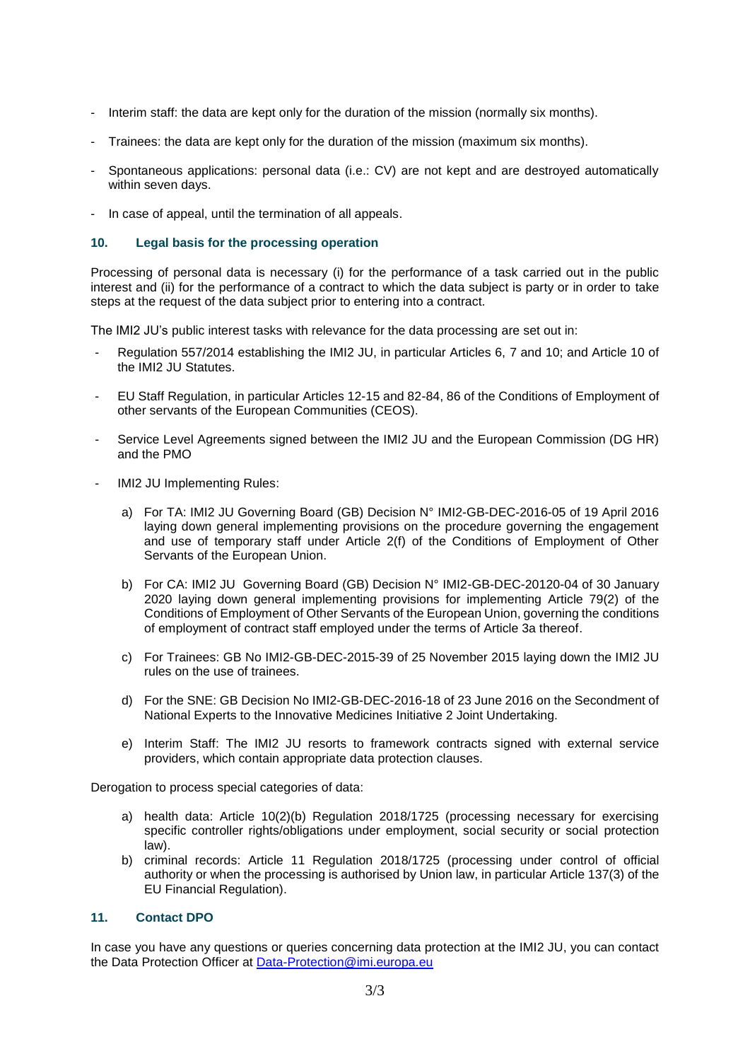- Interim staff: the data are kept only for the duration of the mission (normally six months).
- Trainees: the data are kept only for the duration of the mission (maximum six months).
- Spontaneous applications: personal data (i.e.: CV) are not kept and are destroyed automatically within seven days.
- In case of appeal, until the termination of all appeals.

### 10. Legal basis for the processing operation

Processing of personal data is necessary (i) for the performance of a task carried out in the public interest and (ii) for the performance of a contract to which the data subject is party or in order to take steps at the request of the data subject prior to entering into a contract.

The IMI2 JU's public interest tasks with relevance for the data processing are set out in:

- Regulation 557/2014 establishing the IMI2 JU, in particular Articles 6, 7 and 10; and Article 10 of the IMI2 JU Statutes.
- EU Staff Regulation, in particular Articles 12-15 and 82-84, 86 of the Conditions of Employment of other servants of the European Communities (CEOS).
- Service Level Agreements signed between the IMI2 JU and the European Commission (DG HR) and the PMO
- IMI2 JU Implementing Rules:
  a) For TA: IMI2 JU Governing Board (GB) Decision N° IMI2-GB-DEC-2016-05 of 19 April 2016 laying down general implementing provisions on the procedure governing the engagement and use of temporary staff under Article 2(f) of the Conditions of Employment of Other Servants of the European Union.
  b) For CA: IMI2 JU Governing Board (GB) Decision N° IMI2-GB-DEC-20120-04 of 30 January 2020 laying down general implementing provisions for implementing Article 79(2) of the Conditions of Employment of Other Servants of the European Union, governing the conditions of employment of contract staff employed under the terms of Article 3a thereof.
  c) For Trainees: GB No IMI2-GB-DEC-2015-39 of 25 November 2015 laying down the IMI2 JU rules on the use of trainees.
  d) For the SNE: GB Decision No IMI2-GB-DEC-2016-18 of 23 June 2016 on the Secondment of National Experts to the Innovative Medicines Initiative 2 Joint Undertaking.
  e) Interim Staff: The IMI2 JU resorts to framework contracts signed with external service providers, which contain appropriate data protection clauses.

Derogation to process special categories of data:

a) health data: Article 10(2)(b) Regulation 2018/1725 (processing necessary for exercising specific controller rights/obligations under employment, social security or social protection law).
b) criminal records: Article 11 Regulation 2018/1725 (processing under control of official authority or when the processing is authorised by Union law, in particular Article 137(3) of the EU Financial Regulation).

### 11. Contact DPO

In case you have any questions or queries concerning data protection at the IMI2 JU, you can contact the Data Protection Officer at Data-Protection@imi.europa.eu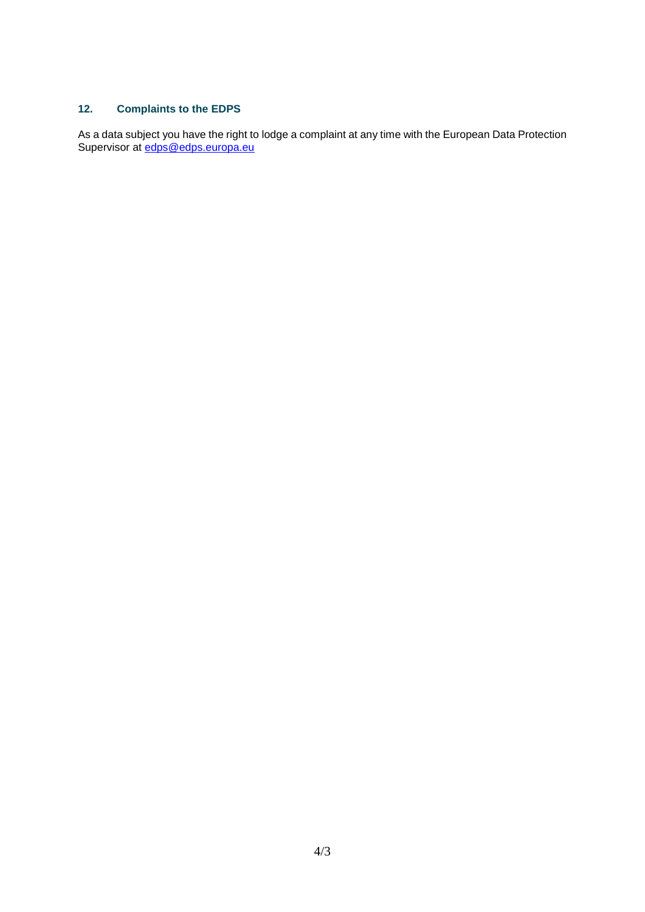## 12. Complaints to the EDPS

As a data subject you have the right to lodge a complaint at any time with the European Data Protection Supervisor at edps@edps.europa.eu